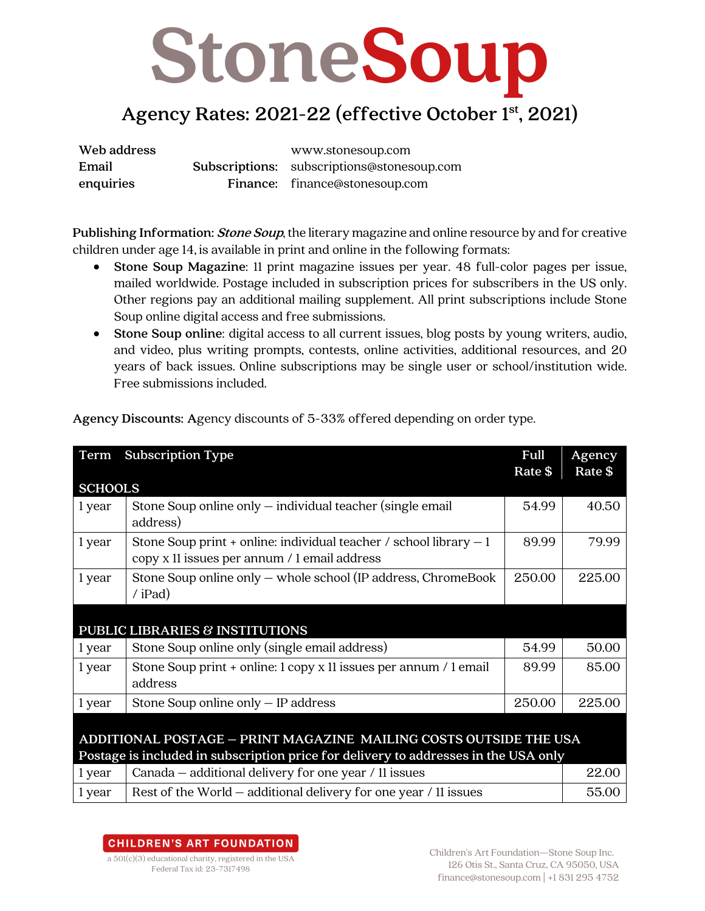# StoneSoup

## Agency Rates: 2021-22 (effective October 1st, 2021)

| | | |
|---|---|---|
| **Web address** | | www.stonesoup.com |
| **Email enquiries** | **Subscriptions:** | subscriptions@stonesoup.com |
| | **Finance:** | finance@stonesoup.com |

**Publishing Information:** ***Stone Soup***, the literary magazine and online resource by and for creative children under age 14, is available in print and online in the following formats:

- **Stone Soup Magazine**: 11 print magazine issues per year. 48 full-color pages per issue, mailed worldwide. Postage included in subscription prices for subscribers in the US only. Other regions pay an additional mailing supplement. All print subscriptions include Stone Soup online digital access and free submissions.
- **Stone Soup online**: digital access to all current issues, blog posts by young writers, audio, and video, plus writing prompts, contests, online activities, additional resources, and 20 years of back issues. Online subscriptions may be single user or school/institution wide. Free submissions included.

**Agency Discounts:** Agency discounts of 5-33% offered depending on order type.

| Term | Subscription Type | Full Rate $ | Agency Rate $ |
|---|---|---|---|
| **SCHOOLS** | | | |
| 1 year | Stone Soup online only – individual teacher (single email address) | 54.99 | 40.50 |
| 1 year | Stone Soup print + online: individual teacher / school library – 1 copy x 11 issues per annum / 1 email address | 89.99 | 79.99 |
| 1 year | Stone Soup online only – whole school (IP address, ChromeBook / iPad) | 250.00 | 225.00 |
| **PUBLIC LIBRARIES & INSTITUTIONS** | | | |
| 1 year | Stone Soup online only (single email address) | 54.99 | 50.00 |
| 1 year | Stone Soup print + online: 1 copy x 11 issues per annum / 1 email address | 89.99 | 85.00 |
| 1 year | Stone Soup online only – IP address | 250.00 | 225.00 |
| **ADDITIONAL POSTAGE – PRINT MAGAZINE MAILING COSTS OUTSIDE THE USA** Postage is included in subscription price for delivery to addresses in the USA only | | | |
| 1 year | Canada – additional delivery for one year / 11 issues | | 22.00 |
| 1 year | Rest of the World – additional delivery for one year / 11 issues | | 55.00 |

**CHILDREN'S ART FOUNDATION**
a 501(c)(3) educational charity, registered in the USA
Federal Tax id: 23-7317498

Children's Art Foundation—Stone Soup Inc.
126 Otis St., Santa Cruz, CA 95050, USA
finance@stonesoup.com | +1 831 295 4752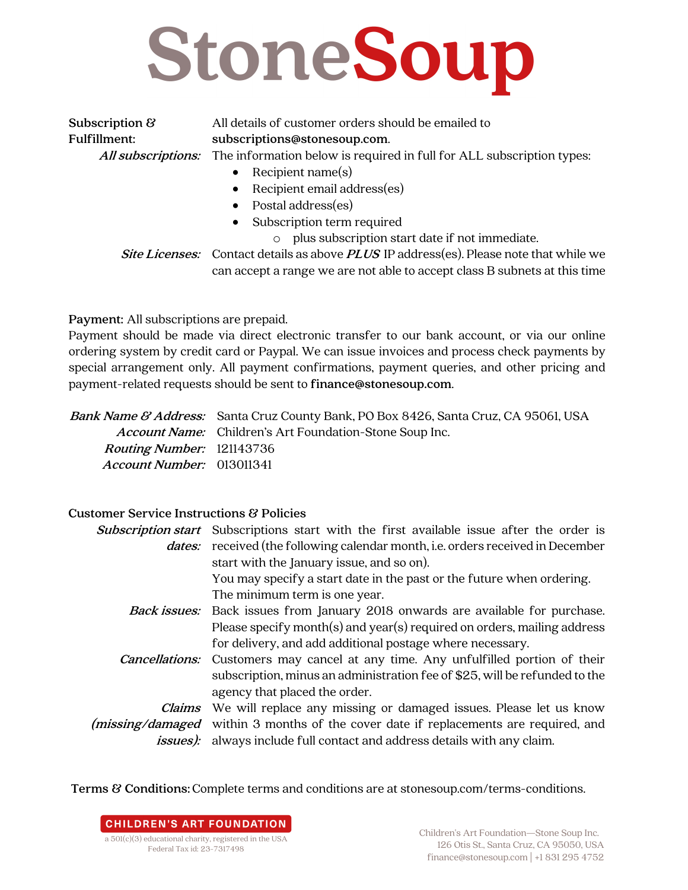# StoneSoup

**Subscription & Fulfillment:** All details of customer orders should be emailed to **subscriptions@stonesoup.com**.

***All subscriptions:*** The information below is required in full for ALL subscription types:

- Recipient name(s)
- Recipient email address(es)
- Postal address(es)
- Subscription term required
  - plus subscription start date if not immediate.

***Site Licenses:*** Contact details as above ***PLUS*** IP address(es). Please note that while we can accept a range we are not able to accept class B subnets at this time

**Payment:** All subscriptions are prepaid.
Payment should be made via direct electronic transfer to our bank account, or via our online ordering system by credit card or Paypal. We can issue invoices and process check payments by special arrangement only. All payment confirmations, payment queries, and other pricing and payment-related requests should be sent to **finance@stonesoup.com**.

***Bank Name & Address:*** Santa Cruz County Bank, PO Box 8426, Santa Cruz, CA 95061, USA
***Account Name:*** Children's Art Foundation-Stone Soup Inc.
***Routing Number:*** 121143736
***Account Number:*** 013011341

**Customer Service Instructions & Policies**

***Subscription start dates:*** Subscriptions start with the first available issue after the order is received (the following calendar month, i.e. orders received in December start with the January issue, and so on).
You may specify a start date in the past or the future when ordering.
The minimum term is one year.

***Back issues:*** Back issues from January 2018 onwards are available for purchase. Please specify month(s) and year(s) required on orders, mailing address for delivery, and add additional postage where necessary.

***Cancellations:*** Customers may cancel at any time. Any unfulfilled portion of their subscription, minus an administration fee of $25, will be refunded to the agency that placed the order.

***Claims (missing/damaged issues):*** We will replace any missing or damaged issues. Please let us know within 3 months of the cover date if replacements are required, and always include full contact and address details with any claim.

**Terms & Conditions:** Complete terms and conditions are at stonesoup.com/terms-conditions.

**CHILDREN'S ART FOUNDATION**
a 501(c)(3) educational charity, registered in the USA
Federal Tax id: 23-7317498

Children's Art Foundation—Stone Soup Inc.
126 Otis St., Santa Cruz, CA 95050, USA
finance@stonesoup.com | +1 831 295 4752